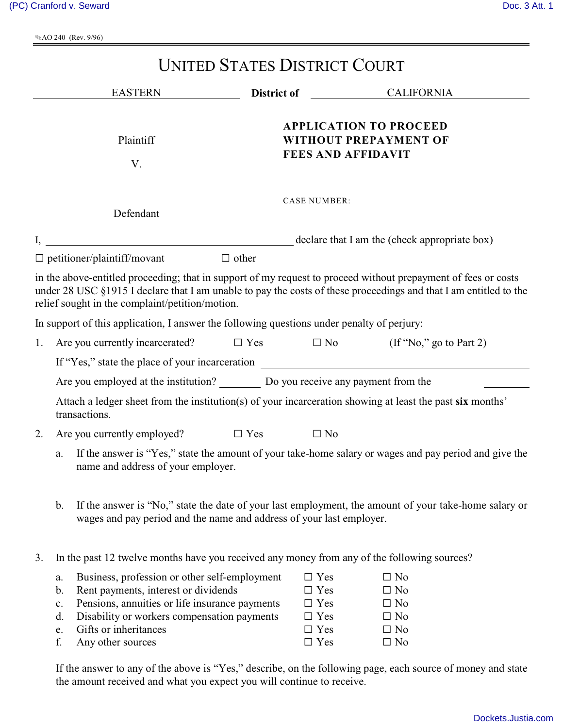AO 240 (Rev. 9/96)

# UNITED STATES DISTRICT COURT

EASTERN **District of** CALIFORNIA

Plaintiff

V.

Defendant

**APPLICATION TO PROCEED WITHOUT PREPAYMENT OF FEES AND AFFIDAVIT**

CASE NUMBER:

I, \_\_\_\_\_\_\_\_\_\_\_\_\_\_\_\_\_\_\_\_\_\_\_\_\_\_\_\_\_\_\_\_\_\_\_\_\_\_\_\_ declare that I am the (check appropriate box)

☐ petitioner/plaintiff/movant ☐ other

in the above-entitled proceeding; that in support of my request to proceed without prepayment of fees or costs under 28 USC §1915 I declare that I am unable to pay the costs of these proceedings and that I am entitled to the relief sought in the complaint/petition/motion.

In support of this application, I answer the following questions under penalty of perjury:

1. Are you currently incarcerated? ☐ Yes ☐ No (If "No," go to Part 2)

   If "Yes," state the place of your incarceration \_\_\_\_\_\_\_\_\_\_\_\_\_\_\_\_\_\_\_\_\_\_\_\_\_\_\_\_\_\_\_\_

   Are you employed at the institution? \_\_\_\_\_\_\_\_ Do you receive any payment from the \_\_\_\_\_\_\_\_

   Attach a ledger sheet from the institution(s) of your incarceration showing at least the past **six** months' transactions.

2. Are you currently employed? ☐ Yes ☐ No

   a. If the answer is "Yes," state the amount of your take-home salary or wages and pay period and give the name and address of your employer.

   b. If the answer is "No," state the date of your last employment, the amount of your take-home salary or wages and pay period and the name and address of your last employer.

3. In the past 12 twelve months have you received any money from any of the following sources?

   a. Business, profession or other self-employment ☐ Yes ☐ No
   b. Rent payments, interest or dividends ☐ Yes ☐ No
   c. Pensions, annuities or life insurance payments ☐ Yes ☐ No
   d. Disability or workers compensation payments ☐ Yes ☐ No
   e. Gifts or inheritances ☐ Yes ☐ No
   f. Any other sources ☐ Yes ☐ No

   If the answer to any of the above is "Yes," describe, on the following page, each source of money and state the amount received and what you expect you will continue to receive.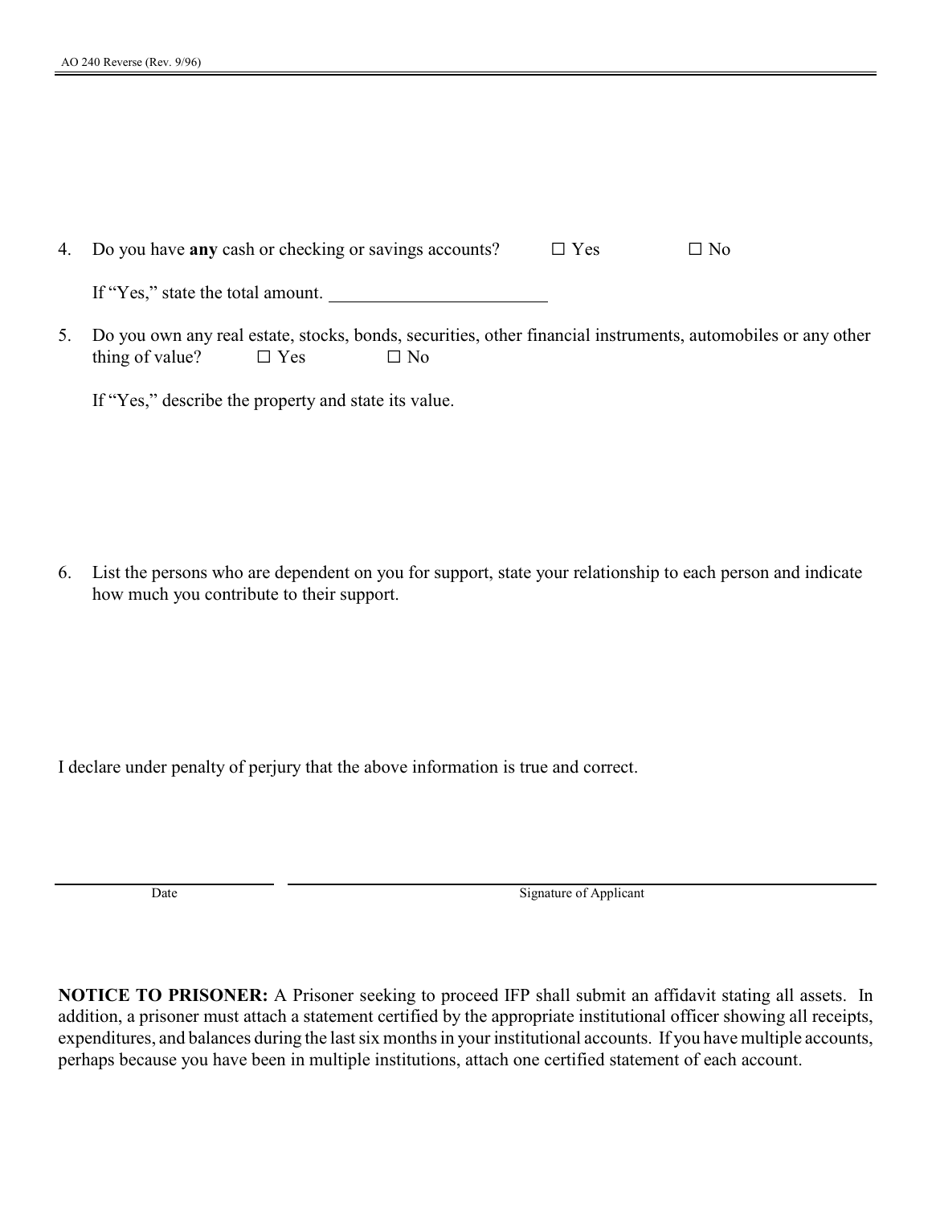4. Do you have **any** cash or checking or savings accounts? ☐ Yes ☐ No

   If "Yes," state the total amount. ________________________

5. Do you own any real estate, stocks, bonds, securities, other financial instruments, automobiles or any other thing of value? ☐ Yes ☐ No

   If "Yes," describe the property and state its value.

6. List the persons who are dependent on you for support, state your relationship to each person and indicate how much you contribute to their support.

I declare under penalty of perjury that the above information is true and correct.

_______________________ Date

_______________________ Signature of Applicant

**NOTICE TO PRISONER:** A Prisoner seeking to proceed IFP shall submit an affidavit stating all assets. In addition, a prisoner must attach a statement certified by the appropriate institutional officer showing all receipts, expenditures, and balances during the last six months in your institutional accounts. If you have multiple accounts, perhaps because you have been in multiple institutions, attach one certified statement of each account.